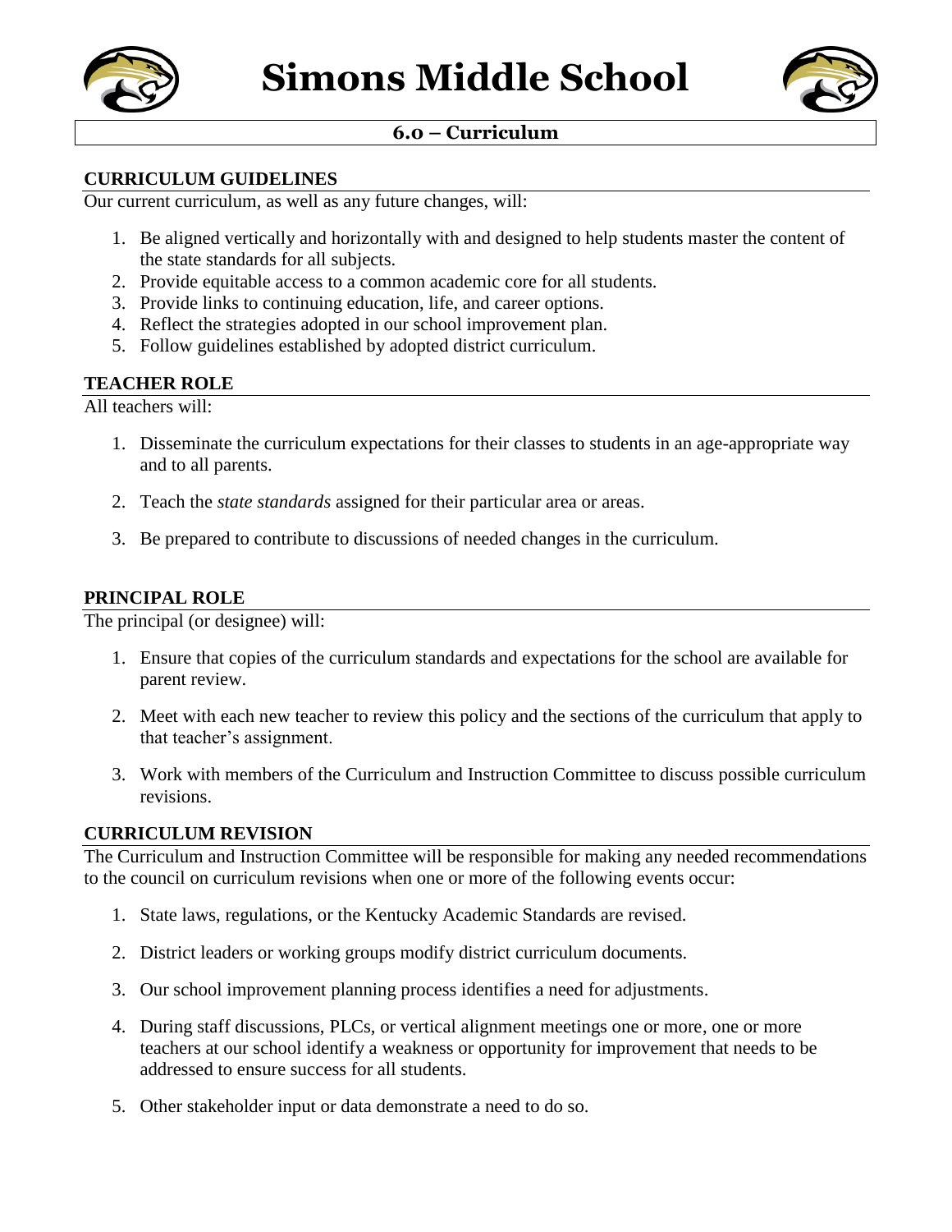# Simons Middle School

## 6.0 – Curriculum

### CURRICULUM GUIDELINES

Our current curriculum, as well as any future changes, will:

1. Be aligned vertically and horizontally with and designed to help students master the content of the state standards for all subjects.
2. Provide equitable access to a common academic core for all students.
3. Provide links to continuing education, life, and career options.
4. Reflect the strategies adopted in our school improvement plan.
5. Follow guidelines established by adopted district curriculum.

### TEACHER ROLE

All teachers will:

1. Disseminate the curriculum expectations for their classes to students in an age-appropriate way and to all parents.
2. Teach the *state standards* assigned for their particular area or areas.
3. Be prepared to contribute to discussions of needed changes in the curriculum.

### PRINCIPAL ROLE

The principal (or designee) will:

1. Ensure that copies of the curriculum standards and expectations for the school are available for parent review.
2. Meet with each new teacher to review this policy and the sections of the curriculum that apply to that teacher's assignment.
3. Work with members of the Curriculum and Instruction Committee to discuss possible curriculum revisions.

### CURRICULUM REVISION

The Curriculum and Instruction Committee will be responsible for making any needed recommendations to the council on curriculum revisions when one or more of the following events occur:

1. State laws, regulations, or the Kentucky Academic Standards are revised.
2. District leaders or working groups modify district curriculum documents.
3. Our school improvement planning process identifies a need for adjustments.
4. During staff discussions, PLCs, or vertical alignment meetings one or more, one or more teachers at our school identify a weakness or opportunity for improvement that needs to be addressed to ensure success for all students.
5. Other stakeholder input or data demonstrate a need to do so.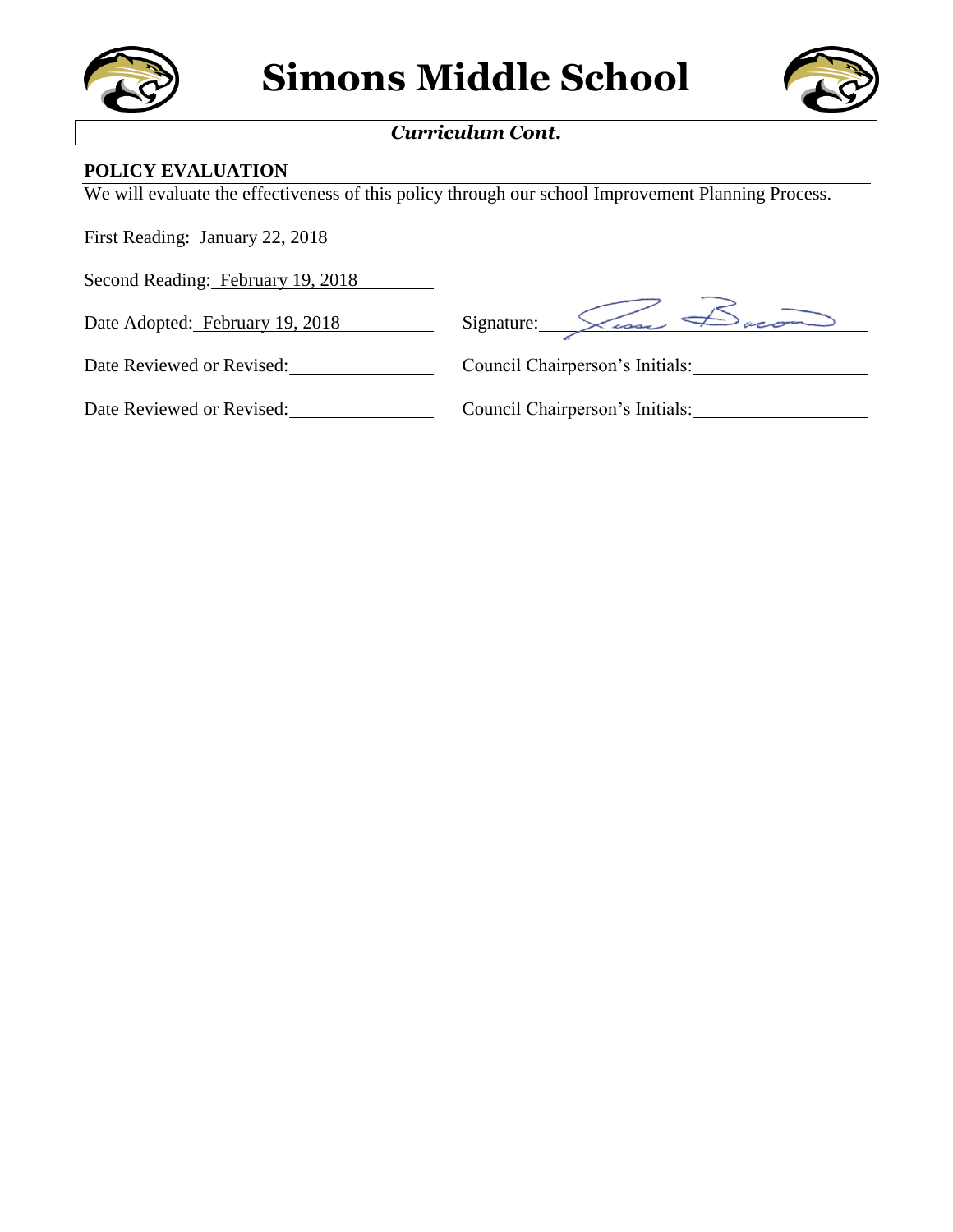# Simons Middle School

*Curriculum Cont.*

**POLICY EVALUATION**

We will evaluate the effectiveness of this policy through our school Improvement Planning Process.

First Reading: January 22, 2018

Second Reading: February 19, 2018

Date Adopted: February 19, 2018 Signature: Lissa Bacon

Date Reviewed or Revised: ________ Council Chairperson's Initials: ________

Date Reviewed or Revised: ________ Council Chairperson's Initials: ________